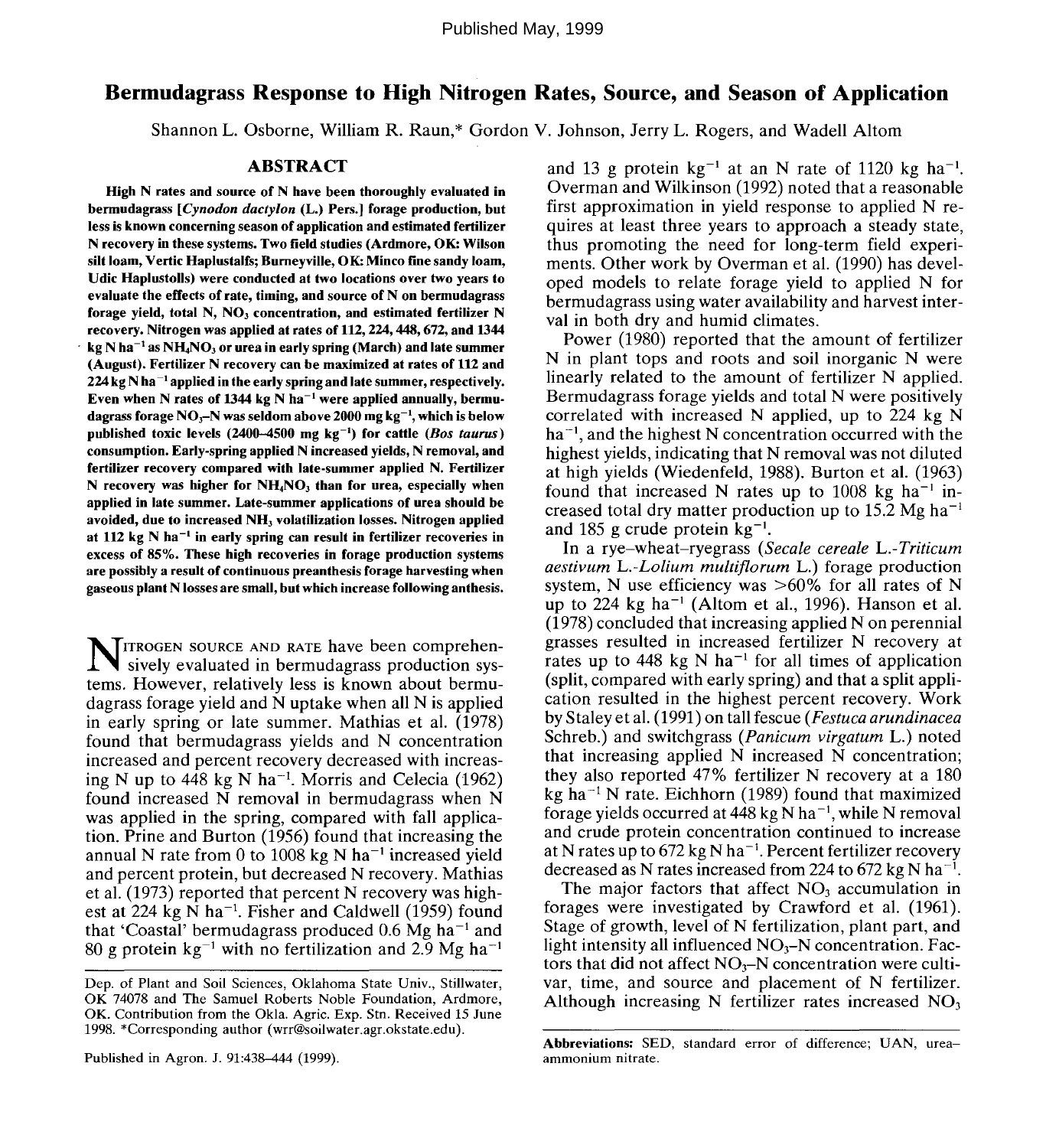Published May, 1999

# Bermudagrass Response to High Nitrogen Rates, Source, and Season of Application

Shannon L. Osborne, William R. Raun,* Gordon V. Johnson, Jerry L. Rogers, and Wadell Altom

## ABSTRACT

**High N rates and source of N have been thoroughly evaluated in bermudagrass [*Cynodon dactylon* (L.) Pers.] forage production, but less is known concerning season of application and estimated fertilizer N recovery in these systems. Two field studies (Ardmore, OK: Wilson silt loam, Vertic Haplustalfs; Burneyville, OK: Minco fine sandy loam, Udic Haplustolls) were conducted at two locations over two years to evaluate the effects of rate, timing, and source of N on bermudagrass forage yield, total N, $NO_3$ concentration, and estimated fertilizer N recovery. Nitrogen was applied at rates of 112, 224, 448, 672, and 1344 kg N $ha^{-1}$ as $NH_4NO_3$ or urea in early spring (March) and late summer (August). Fertilizer N recovery can be maximized at rates of 112 and 224 kg N $ha^{-1}$ applied in the early spring and late summer, respectively. Even when N rates of 1344 kg N $ha^{-1}$ were applied annually, bermudagrass forage $NO_3$–N was seldom above 2000 mg $kg^{-1}$, which is below published toxic levels (2400–4500 mg $kg^{-1}$) for cattle (*Bos taurus*) consumption. Early-spring applied N increased yields, N removal, and fertilizer recovery compared with late-summer applied N. Fertilizer N recovery was higher for $NH_4NO_3$ than for urea, especially when applied in late summer. Late-summer applications of urea should be avoided, due to increased $NH_3$ volatilization losses. Nitrogen applied at 112 kg N $ha^{-1}$ in early spring can result in fertilizer recoveries in excess of 85%. These high recoveries in forage production systems are possibly a result of continuous preanthesis forage harvesting when gaseous plant N losses are small, but which increase following anthesis.**

NITROGEN SOURCE AND RATE have been comprehensively evaluated in bermudagrass production systems. However, relatively less is known about bermudagrass forage yield and N uptake when all N is applied in early spring or late summer. Mathias et al. (1978) found that bermudagrass yields and N concentration increased and percent recovery decreased with increasing N up to 448 kg N $ha^{-1}$. Morris and Celecia (1962) found increased N removal in bermudagrass when N was applied in the spring, compared with fall application. Prine and Burton (1956) found that increasing the annual N rate from 0 to 1008 kg N $ha^{-1}$ increased yield and percent protein, but decreased N recovery. Mathias et al. (1973) reported that percent N recovery was highest at 224 kg N $ha^{-1}$. Fisher and Caldwell (1959) found that 'Coastal' bermudagrass produced 0.6 Mg $ha^{-1}$ and 80 g protein $kg^{-1}$ with no fertilization and 2.9 Mg $ha^{-1}$ and 13 g protein $kg^{-1}$ at an N rate of 1120 kg $ha^{-1}$. Overman and Wilkinson (1992) noted that a reasonable first approximation in yield response to applied N requires at least three years to approach a steady state, thus promoting the need for long-term field experiments. Other work by Overman et al. (1990) has developed models to relate forage yield to applied N for bermudagrass using water availability and harvest interval in both dry and humid climates.

Power (1980) reported that the amount of fertilizer N in plant tops and roots and soil inorganic N were linearly related to the amount of fertilizer N applied. Bermudagrass forage yields and total N were positively correlated with increased N applied, up to 224 kg N $ha^{-1}$, and the highest N concentration occurred with the highest yields, indicating that N removal was not diluted at high yields (Wiedenfeld, 1988). Burton et al. (1963) found that increased N rates up to 1008 kg $ha^{-1}$ increased total dry matter production up to 15.2 Mg $ha^{-1}$ and 185 g crude protein $kg^{-1}$.

In a rye–wheat–ryegrass (*Secale cereale* L.-*Triticum aestivum* L.-*Lolium multiflorum* L.) forage production system, N use efficiency was >60% for all rates of N up to 224 kg $ha^{-1}$ (Altom et al., 1996). Hanson et al. (1978) concluded that increasing applied N on perennial grasses resulted in increased fertilizer N recovery at rates up to 448 kg N $ha^{-1}$ for all times of application (split, compared with early spring) and that a split application resulted in the highest percent recovery. Work by Staley et al. (1991) on tall fescue (*Festuca arundinacea* Schreb.) and switchgrass (*Panicum virgatum* L.) noted that increasing applied N increased N concentration; they also reported 47% fertilizer N recovery at a 180 kg $ha^{-1}$ N rate. Eichhorn (1989) found that maximized forage yields occurred at 448 kg N $ha^{-1}$, while N removal and crude protein concentration continued to increase at N rates up to 672 kg N $ha^{-1}$. Percent fertilizer recovery decreased as N rates increased from 224 to 672 kg N $ha^{-1}$.

The major factors that affect $NO_3$ accumulation in forages were investigated by Crawford et al. (1961). Stage of growth, level of N fertilization, plant part, and light intensity all influenced $NO_3$–N concentration. Factors that did not affect $NO_3$–N concentration were cultivar, time, and source and placement of N fertilizer. Although increasing N fertilizer rates increased $NO_3$

Dep. of Plant and Soil Sciences, Oklahoma State Univ., Stillwater, OK 74078 and The Samuel Roberts Noble Foundation, Ardmore, OK. Contribution from the Okla. Agric. Exp. Stn. Received 15 June 1998. *Corresponding author (wrr@soilwater.agr.okstate.edu).

Published in Agron. J. 91:438–444 (1999).

**Abbreviations:** SED, standard error of difference; UAN, urea–ammonium nitrate.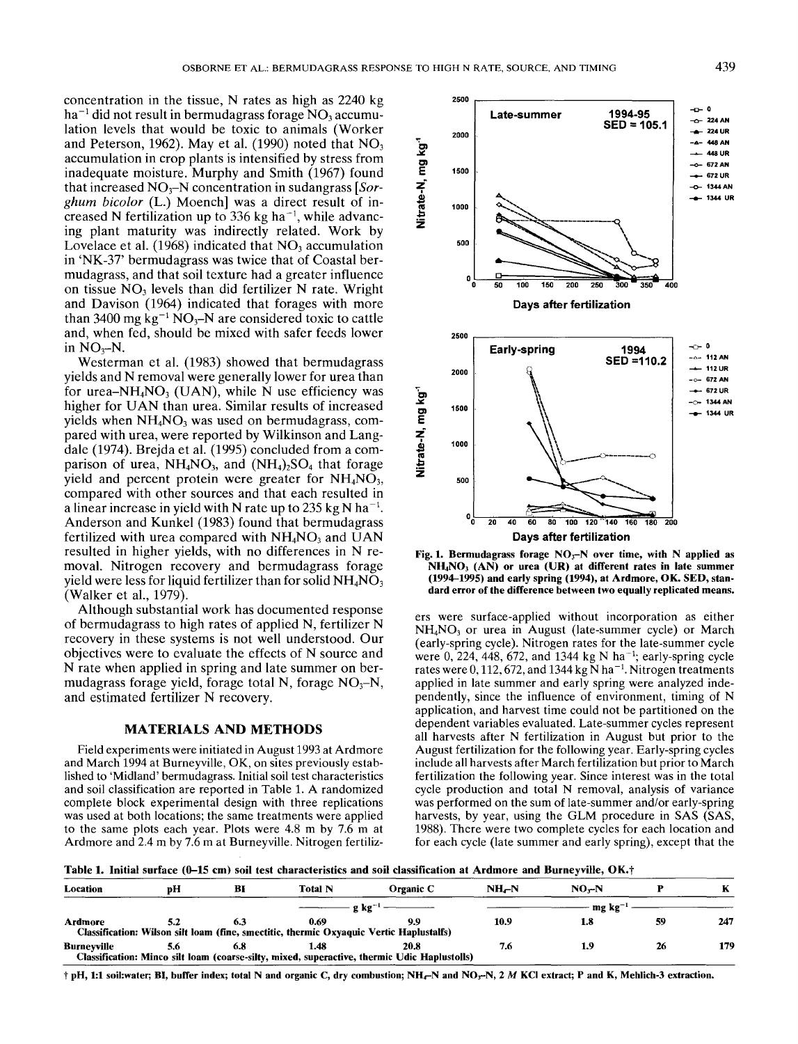concentration in the tissue, N rates as high as 2240 kg ha$^{-1}$ did not result in bermudagrass forage $NO_3$ accumulation levels that would be toxic to animals (Worker and Peterson, 1962). May et al. (1990) noted that $NO_3$ accumulation in crop plants is intensified by stress from inadequate moisture. Murphy and Smith (1967) found that increased $NO_3$–N concentration in sudangrass [*Sorghum bicolor* (L.) Moench] was a direct result of increased N fertilization up to 336 kg ha$^{-1}$, while advancing plant maturity was indirectly related. Work by Lovelace et al. (1968) indicated that $NO_3$ accumulation in 'NK-37' bermudagrass was twice that of Coastal bermudagrass, and that soil texture had a greater influence on tissue $NO_3$ levels than did fertilizer N rate. Wright and Davison (1964) indicated that forages with more than 3400 mg kg$^{-1}$ $NO_3$–N are considered toxic to cattle and, when fed, should be mixed with safer feeds lower in $NO_3$–N.

Westerman et al. (1983) showed that bermudagrass yields and N removal were generally lower for urea than for urea–$NH_4NO_3$ (UAN), while N use efficiency was higher for UAN than urea. Similar results of increased yields when $NH_4NO_3$ was used on bermudagrass, compared with urea, were reported by Wilkinson and Langdale (1974). Brejda et al. (1995) concluded from a comparison of urea, $NH_4NO_3$, and $(NH_4)_2SO_4$ that forage yield and percent protein were greater for $NH_4NO_3$, compared with other sources and that each resulted in a linear increase in yield with N rate up to 235 kg N ha$^{-1}$. Anderson and Kunkel (1983) found that bermudagrass fertilized with urea compared with $NH_4NO_3$ and UAN resulted in higher yields, with no differences in N removal. Nitrogen recovery and bermudagrass forage yield were less for liquid fertilizer than for solid $NH_4NO_3$ (Walker et al., 1979).

Although substantial work has documented response of bermudagrass to high rates of applied N, fertilizer N recovery in these systems is not well understood. Our objectives were to evaluate the effects of N source and N rate when applied in spring and late summer on bermudagrass forage yield, forage total N, forage $NO_3$–N, and estimated fertilizer N recovery.

## MATERIALS AND METHODS

Field experiments were initiated in August 1993 at Ardmore and March 1994 at Burneyville, OK, on sites previously established to 'Midland' bermudagrass. Initial soil test characteristics and soil classification are reported in Table 1. A randomized complete block experimental design with three replications was used at both locations; the same treatments were applied to the same plots each year. Plots were 4.8 m by 7.6 m at Ardmore and 2.4 m by 7.6 m at Burneyville. Nitrogen fertilizers were surface-applied without incorporation as either $NH_4NO_3$ or urea in August (late-summer cycle) or March (early-spring cycle). Nitrogen rates for the late-summer cycle were 0, 224, 448, 672, and 1344 kg N ha$^{-1}$; early-spring cycle rates were 0, 112, 672, and 1344 kg N ha$^{-1}$. Nitrogen treatments applied in late summer and early spring were analyzed independently, since the influence of environment, timing of N application, and harvest time could not be partitioned on the dependent variables evaluated. Late-summer cycles represent all harvests after N fertilization in August but prior to the August fertilization for the following year. Early-spring cycles include all harvests after March fertilization but prior to March fertilization the following year. Since interest was in the total cycle production and total N removal, analysis of variance was performed on the sum of late-summer and/or early-spring harvests, by year, using the GLM procedure in SAS (SAS, 1988). There were two complete cycles for each location and for each cycle (late summer and early spring), except that the

Fig. 1. Bermudagrass forage $NO_3$–N over time, with N applied as $NH_4NO_3$ (AN) or urea (UR) at different rates in late summer (1994–1995) and early spring (1994), at Ardmore, OK. SED, standard error of the difference between two equally replicated means.

Table 1. Initial surface (0–15 cm) soil test characteristics and soil classification at Ardmore and Burneyville, OK.†

| Location | pH | BI | Total N | Organic C | $NH_4$–N | $NO_3$–N | P | K |
|---|---|---|---|---|---|---|---|---|
| | | | g kg$^{-1}$ | | mg kg$^{-1}$ | | | |
| Ardmore | 5.2 | 6.3 | 0.69 | 9.9 | 10.9 | 1.8 | 59 | 247 |
| Classification: Wilson silt loam (fine, smectitic, thermic Oxyaquic Vertic Haplustalfs) | | | | | | | | |
| Burneyville | 5.6 | 6.8 | 1.48 | 20.8 | 7.6 | 1.9 | 26 | 179 |
| Classification: Minco silt loam (coarse-silty, mixed, superactive, thermic Udic Haplustolls) | | | | | | | | |

† pH, 1:1 soil:water; BI, buffer index; total N and organic C, dry combustion; $NH_4$–N and $NO_3$–N, 2 *M* KCl extract; P and K, Mehlich-3 extraction.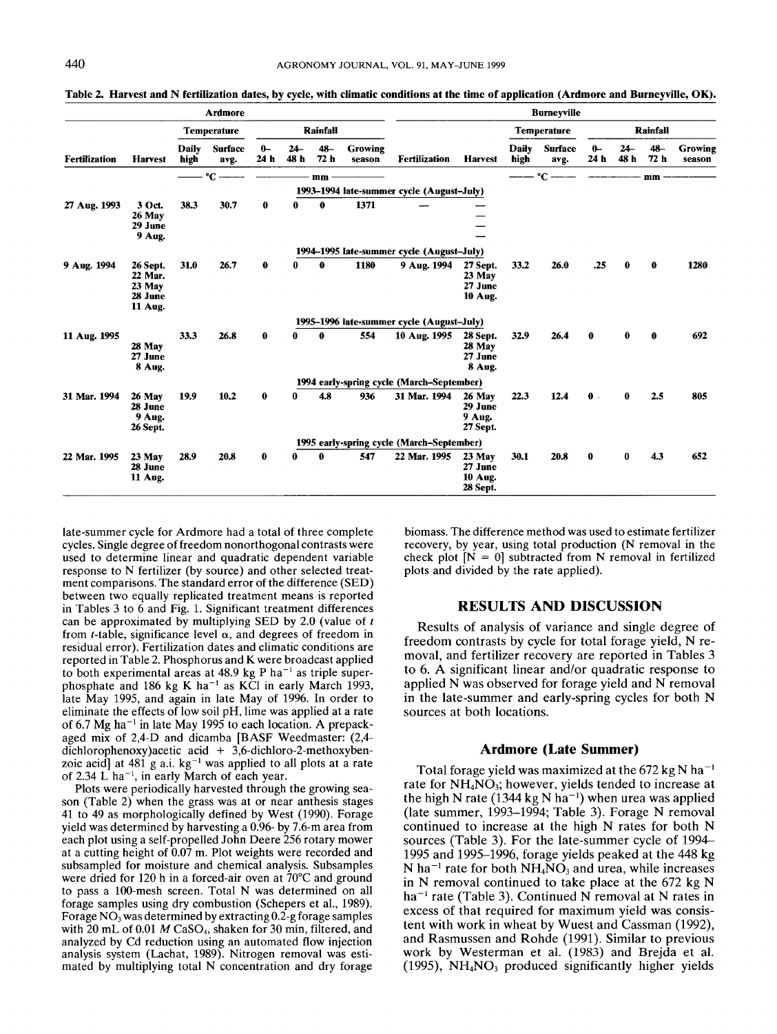Table 2. Harvest and N fertilization dates, by cycle, with climatic conditions at the time of application (Ardmore and Burneyville, OK).

| Ardmore | | | | | | | | Burneyville | | | | | | | |
|---|---|---|---|---|---|---|---|---|---|---|---|---|---|---|---|
| | | Temperature | | Rainfall | | | | | | Temperature | | Rainfall | | | |
| Fertilization | Harvest | Daily high | Surface avg. | 0–24 h | 24–48 h | 48–72 h | Growing season | Fertilization | Harvest | Daily high | Surface avg. | 0–24 h | 24–48 h | 48–72 h | Growing season |
| | | °C | | mm | | | | | | °C | | mm | | | |
| **1993–1994 late-summer cycle (August–July)** | | | | | | | | | | | | | | | |
| 27 Aug. 1993 | 3 Oct. 26 May 29 June 9 Aug. | 38.3 | 30.7 | 0 | 0 | 0 | 1371 | — | — — — — | | | | | | |
| **1994–1995 late-summer cycle (August–July)** | | | | | | | | | | | | | | | |
| 9 Aug. 1994 | 26 Sept. 22 Mar. 23 May 28 June 11 Aug. | 31.0 | 26.7 | 0 | 0 | 0 | 1180 | 9 Aug. 1994 | 27 Sept. 23 May 27 June 10 Aug. | 33.2 | 26.0 | .25 | 0 | 0 | 1280 |
| **1995–1996 late-summer cycle (August–July)** | | | | | | | | | | | | | | | |
| 11 Aug. 1995 | 28 May 27 June 8 Aug. | 33.3 | 26.8 | 0 | 0 | 0 | 554 | 10 Aug. 1995 | 28 Sept. 28 May 27 June 8 Aug. | 32.9 | 26.4 | 0 | 0 | 0 | 692 |
| **1994 early-spring cycle (March–September)** | | | | | | | | | | | | | | | |
| 31 Mar. 1994 | 26 May 28 June 9 Aug. 26 Sept. | 19.9 | 10.2 | 0 | 0 | 4.8 | 936 | 31 Mar. 1994 | 26 May 29 June 9 Aug. 27 Sept. | 22.3 | 12.4 | 0 | 0 | 2.5 | 805 |
| **1995 early-spring cycle (March–September)** | | | | | | | | | | | | | | | |
| 22 Mar. 1995 | 23 May 28 June 11 Aug. | 28.9 | 20.8 | 0 | 0 | 0 | 547 | 22 Mar. 1995 | 23 May 27 June 10 Aug. 28 Sept. | 30.1 | 20.8 | 0 | 0 | 4.3 | 652 |

late-summer cycle for Ardmore had a total of three complete cycles. Single degree of freedom nonorthogonal contrasts were used to determine linear and quadratic dependent variable response to N fertilizer (by source) and other selected treatment comparisons. The standard error of the difference (SED) between two equally replicated treatment means is reported in Tables 3 to 6 and Fig. 1. Significant treatment differences can be approximated by multiplying SED by 2.0 (value of $t$ from $t$-table, significance level $\alpha$, and degrees of freedom in residual error). Fertilization dates and climatic conditions are reported in Table 2. Phosphorus and K were broadcast applied to both experimental areas at 48.9 kg P ha$^{-1}$ as triple superphosphate and 186 kg K ha$^{-1}$ as KCl in early March 1993, late May 1995, and again in late May of 1996. In order to eliminate the effects of low soil pH, lime was applied at a rate of 6.7 Mg ha$^{-1}$ in late May 1995 to each location. A prepackaged mix of 2,4-D and dicamba [BASF Weedmaster: (2,4-dichlorophenoxy)acetic acid + 3,6-dichloro-2-methoxybenzoic acid] at 481 g a.i. kg$^{-1}$ was applied to all plots at a rate of 2.34 L ha$^{-1}$, in early March of each year.

Plots were periodically harvested through the growing season (Table 2) when the grass was at or near anthesis stages 41 to 49 as morphologically defined by West (1990). Forage yield was determined by harvesting a 0.96- by 7.6-m area from each plot using a self-propelled John Deere 256 rotary mower at a cutting height of 0.07 m. Plot weights were recorded and subsampled for moisture and chemical analysis. Subsamples were dried for 120 h in a forced-air oven at 70°C and ground to pass a 100-mesh screen. Total N was determined on all forage samples using dry combustion (Schepers et al., 1989). Forage $NO_3$ was determined by extracting 0.2-g forage samples with 20 mL of 0.01 $M$ $CaSO_4$, shaken for 30 min, filtered, and analyzed by Cd reduction using an automated flow injection analysis system (Lachat, 1989). Nitrogen removal was estimated by multiplying total N concentration and dry forage biomass. The difference method was used to estimate fertilizer recovery, by year, using total production (N removal in the check plot [N = 0] subtracted from N removal in fertilized plots and divided by the rate applied).

## RESULTS AND DISCUSSION

Results of analysis of variance and single degree of freedom contrasts by cycle for total forage yield, N removal, and fertilizer recovery are reported in Tables 3 to 6. A significant linear and/or quadratic response to applied N was observed for forage yield and N removal in the late-summer and early-spring cycles for both N sources at both locations.

### Ardmore (Late Summer)

Total forage yield was maximized at the 672 kg N ha$^{-1}$ rate for $NH_4NO_3$; however, yields tended to increase at the high N rate (1344 kg N ha$^{-1}$) when urea was applied (late summer, 1993–1994; Table 3). Forage N removal continued to increase at the high N rates for both N sources (Table 3). For the late-summer cycle of 1994–1995 and 1995–1996, forage yields peaked at the 448 kg N ha$^{-1}$ rate for both $NH_4NO_3$ and urea, while increases in N removal continued to take place at the 672 kg N ha$^{-1}$ rate (Table 3). Continued N removal at N rates in excess of that required for maximum yield was consistent with work in wheat by Wuest and Cassman (1992), and Rasmussen and Rohde (1991). Similar to previous work by Westerman et al. (1983) and Brejda et al. (1995), $NH_4NO_3$ produced significantly higher yields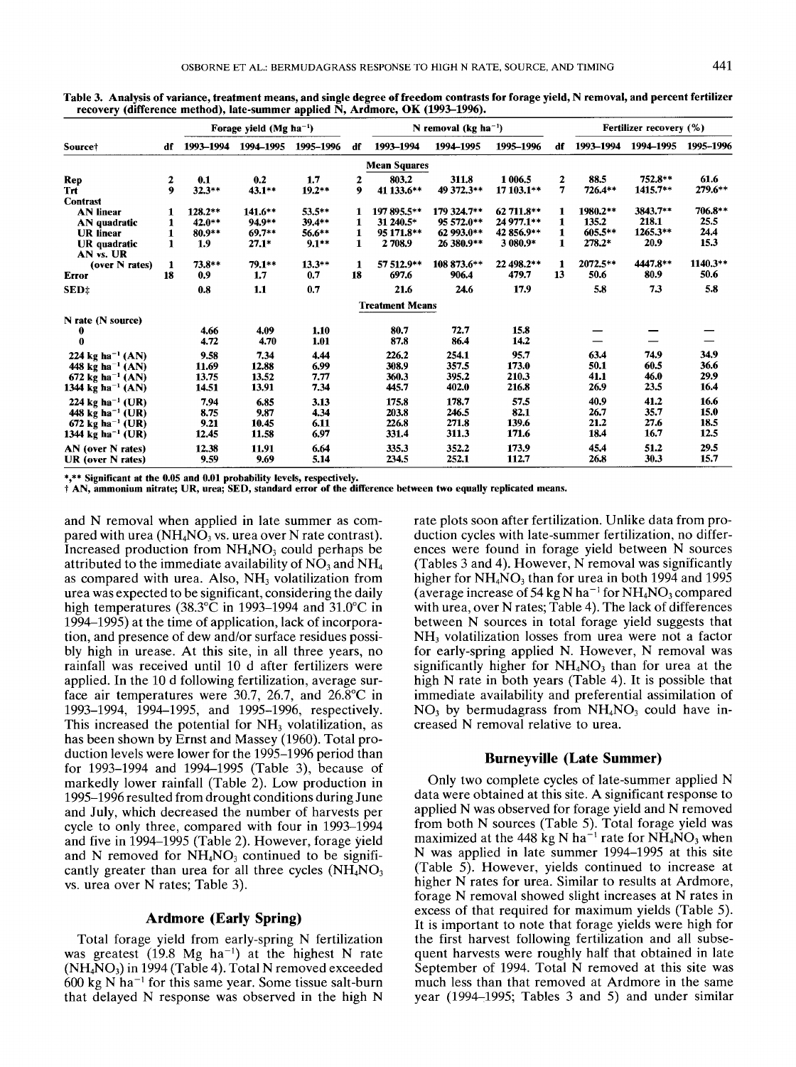Table 3. Analysis of variance, treatment means, and single degree of freedom contrasts for forage yield, N removal, and percent fertilizer recovery (difference method), late-summer applied N, Ardmore, OK (1993–1996).

| Source† | df | Forage yield ($Mg\ ha^{-1}$) | | | df | N removal ($kg\ ha^{-1}$) | | | df | Fertilizer recovery (%) | | |
|---|---|---|---|---|---|---|---|---|---|---|---|---|
| | | 1993–1994 | 1994–1995 | 1995–1996 | | 1993–1994 | 1994–1995 | 1995–1996 | | 1993–1994 | 1994–1995 | 1995–1996 |
| **Mean Squares** | | | | | | | | | | | | |
| Rep | 2 | 0.1 | 0.2 | 1.7 | 2 | 803.2 | 311.8 | 1 006.5 | 2 | 88.5 | 752.8** | 61.6 |
| Trt | 9 | 32.3** | 43.1** | 19.2** | 9 | 41 133.6** | 49 372.3** | 17 103.1** | 7 | 726.4** | 1415.7** | 279.6** |
| Contrast | | | | | | | | | | | | |
| AN linear | 1 | 128.2** | 141.6** | 53.5** | 1 | 197 895.5** | 179 324.7** | 62 711.8** | 1 | 1980.2** | 3843.7** | 706.8** |
| AN quadratic | 1 | 42.0** | 94.9** | 39.4** | 1 | 31 240.5* | 95 572.0** | 24 977.1** | 1 | 135.2 | 218.1 | 25.5 |
| UR linear | 1 | 80.9** | 69.7** | 56.6** | 1 | 95 171.8** | 62 993.0** | 42 856.9** | 1 | 605.5** | 1265.3** | 24.4 |
| UR quadratic | 1 | 1.9 | 27.1* | 9.1** | 1 | 2 708.9 | 26 380.9** | 3 080.9* | 1 | 278.2* | 20.9 | 15.3 |
| AN vs. UR (over N rates) | 1 | 73.8** | 79.1** | 13.3** | 1 | 57 512.9** | 108 873.6** | 22 498.2** | 1 | 2072.5** | 4447.8** | 1140.3** |
| Error | 18 | 0.9 | 1.7 | 0.7 | 18 | 697.6 | 906.4 | 479.7 | 13 | 50.6 | 80.9 | 50.6 |
| SED‡ | | 0.8 | 1.1 | 0.7 | | 21.6 | 24.6 | 17.9 | | 5.8 | 7.3 | 5.8 |
| **Treatment Means** | | | | | | | | | | | | |
| N rate (N source) | | | | | | | | | | | | |
| 0 | | 4.66 | 4.09 | 1.10 | | 80.7 | 72.7 | 15.8 | | — | — | — |
| 0 | | 4.72 | 4.70 | 1.01 | | 87.8 | 86.4 | 14.2 | | — | — | — |
| 224 $kg\ ha^{-1}$ (AN) | | 9.58 | 7.34 | 4.44 | | 226.2 | 254.1 | 95.7 | | 63.4 | 74.9 | 34.9 |
| 448 $kg\ ha^{-1}$ (AN) | | 11.69 | 12.88 | 6.99 | | 308.9 | 357.5 | 173.0 | | 50.1 | 60.5 | 36.6 |
| 672 $kg\ ha^{-1}$ (AN) | | 13.75 | 13.52 | 7.77 | | 360.3 | 395.2 | 210.3 | | 41.1 | 46.0 | 29.9 |
| 1344 $kg\ ha^{-1}$ (AN) | | 14.51 | 13.91 | 7.34 | | 445.7 | 402.0 | 216.8 | | 26.9 | 23.5 | 16.4 |
| 224 $kg\ ha^{-1}$ (UR) | | 7.94 | 6.85 | 3.13 | | 175.8 | 178.7 | 57.5 | | 40.9 | 41.2 | 16.6 |
| 448 $kg\ ha^{-1}$ (UR) | | 8.75 | 9.87 | 4.34 | | 203.8 | 246.5 | 82.1 | | 26.7 | 35.7 | 15.0 |
| 672 $kg\ ha^{-1}$ (UR) | | 9.21 | 10.45 | 6.11 | | 226.8 | 271.8 | 139.6 | | 21.2 | 27.6 | 18.5 |
| 1344 $kg\ ha^{-1}$ (UR) | | 12.45 | 11.58 | 6.97 | | 331.4 | 311.3 | 171.6 | | 18.4 | 16.7 | 12.5 |
| AN (over N rates) | | 12.38 | 11.91 | 6.64 | | 335.3 | 352.2 | 173.9 | | 45.4 | 51.2 | 29.5 |
| UR (over N rates) | | 9.59 | 9.69 | 5.14 | | 234.5 | 252.1 | 112.7 | | 26.8 | 30.3 | 15.7 |

*,** Significant at the 0.05 and 0.01 probability levels, respectively.
† AN, ammonium nitrate; UR, urea; SED, standard error of the difference between two equally replicated means.

and N removal when applied in late summer as compared with urea ($NH_4NO_3$ vs. urea over N rate contrast). Increased production from $NH_4NO_3$ could perhaps be attributed to the immediate availability of $NO_3$ and $NH_4$ as compared with urea. Also, $NH_3$ volatilization from urea was expected to be significant, considering the daily high temperatures (38.3°C in 1993–1994 and 31.0°C in 1994–1995) at the time of application, lack of incorporation, and presence of dew and/or surface residues possibly high in urease. At this site, in all three years, no rainfall was received until 10 d after fertilizers were applied. In the 10 d following fertilization, average surface air temperatures were 30.7, 26.7, and 26.8°C in 1993–1994, 1994–1995, and 1995–1996, respectively. This increased the potential for $NH_3$ volatilization, as has been shown by Ernst and Massey (1960). Total production levels were lower for the 1995–1996 period than for 1993–1994 and 1994–1995 (Table 3), because of markedly lower rainfall (Table 2). Low production in 1995–1996 resulted from drought conditions during June and July, which decreased the number of harvests per cycle to only three, compared with four in 1993–1994 and five in 1994–1995 (Table 2). However, forage yield and N removed for $NH_4NO_3$ continued to be significantly greater than urea for all three cycles ($NH_4NO_3$ vs. urea over N rates; Table 3).

## Ardmore (Early Spring)

Total forage yield from early-spring N fertilization was greatest (19.8 $Mg\ ha^{-1}$) at the highest N rate ($NH_4NO_3$) in 1994 (Table 4). Total N removed exceeded 600 $kg\ N\ ha^{-1}$ for this same year. Some tissue salt-burn that delayed N response was observed in the high N rate plots soon after fertilization. Unlike data from production cycles with late-summer fertilization, no differences were found in forage yield between N sources (Tables 3 and 4). However, N removal was significantly higher for $NH_4NO_3$ than for urea in both 1994 and 1995 (average increase of 54 $kg\ N\ ha^{-1}$ for $NH_4NO_3$ compared with urea, over N rates; Table 4). The lack of differences between N sources in total forage yield suggests that $NH_3$ volatilization losses from urea were not a factor for early-spring applied N. However, N removal was significantly higher for $NH_4NO_3$ than for urea at the high N rate in both years (Table 4). It is possible that immediate availability and preferential assimilation of $NO_3$ by bermudagrass from $NH_4NO_3$ could have increased N removal relative to urea.

## Burneyville (Late Summer)

Only two complete cycles of late-summer applied N data were obtained at this site. A significant response to applied N was observed for forage yield and N removed from both N sources (Table 5). Total forage yield was maximized at the 448 $kg\ N\ ha^{-1}$ rate for $NH_4NO_3$ when N was applied in late summer 1994–1995 at this site (Table 5). However, yields continued to increase at higher N rates for urea. Similar to results at Ardmore, forage N removal showed slight increases at N rates in excess of that required for maximum yields (Table 5). It is important to note that forage yields were high for the first harvest following fertilization and all subsequent harvests were roughly half that obtained in late September of 1994. Total N removed at this site was much less than that removed at Ardmore in the same year (1994–1995; Tables 3 and 5) and under similar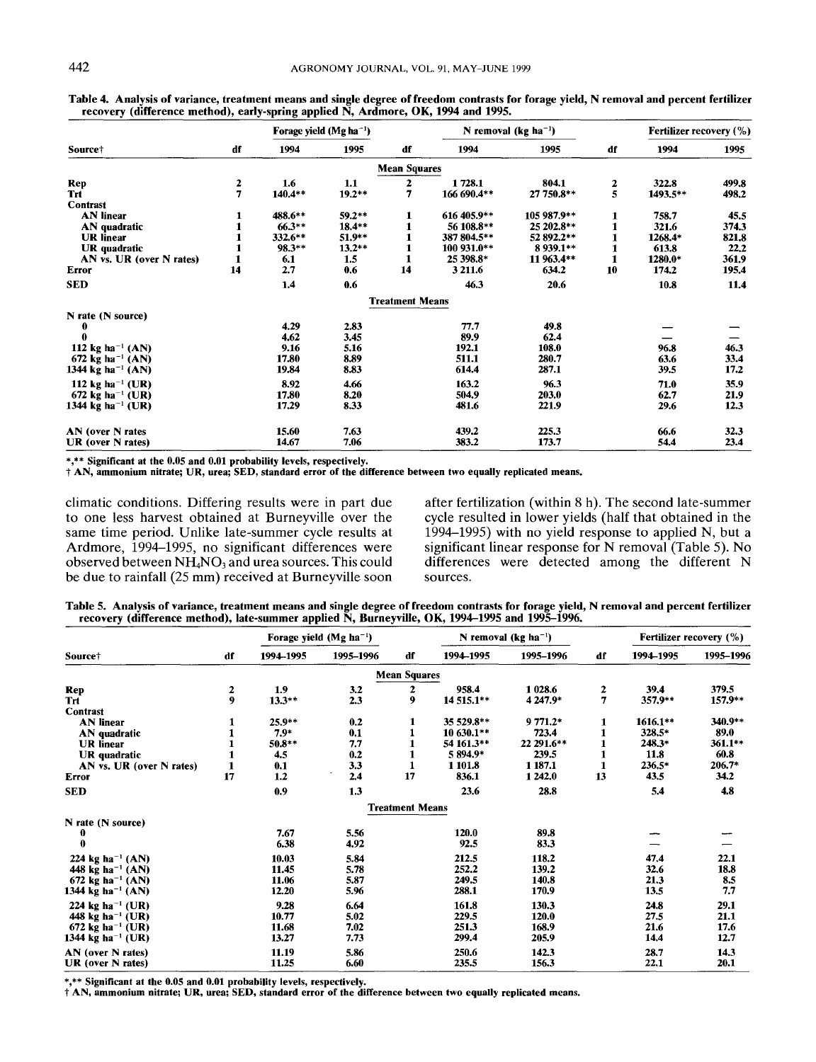Table 4. Analysis of variance, treatment means and single degree of freedom contrasts for forage yield, N removal and percent fertilizer recovery (difference method), early-spring applied N, Ardmore, OK, 1994 and 1995.

| Source† | df | Forage yield (Mg ha$^{-1}$) | | df | N removal (kg ha$^{-1}$) | | df | Fertilizer recovery (%) | |
|---|---|---|---|---|---|---|---|---|---|
| | | 1994 | 1995 | | 1994 | 1995 | | 1994 | 1995 |
| | | | | **Mean Squares** | | | | | |
| Rep | 2 | 1.6 | 1.1 | 2 | 1 728.1 | 804.1 | 2 | 322.8 | 499.8 |
| Trt | 7 | 140.4** | 19.2** | 7 | 166 690.4** | 27 750.8** | 5 | 1493.5** | 498.2 |
| Contrast | | | | | | | | | |
| AN linear | 1 | 488.6** | 59.2** | 1 | 616 405.9** | 105 987.9** | 1 | 758.7 | 45.5 |
| AN quadratic | 1 | 66.3** | 18.4** | 1 | 56 108.8** | 25 202.8** | 1 | 321.6 | 374.3 |
| UR linear | 1 | 332.6** | 51.9** | 1 | 387 804.5** | 52 892.2** | 1 | 1268.4* | 821.8 |
| UR quadratic | 1 | 98.3** | 13.2** | 1 | 100 931.0** | 8 939.1** | 1 | 613.8 | 22.2 |
| AN vs. UR (over N rates) | 1 | 6.1 | 1.5 | 1 | 25 398.8* | 11 963.4** | 1 | 1280.0* | 361.9 |
| Error | 14 | 2.7 | 0.6 | 14 | 3 211.6 | 634.2 | 10 | 174.2 | 195.4 |
| SED | | 1.4 | 0.6 | | 46.3 | 20.6 | | 10.8 | 11.4 |
| | | | | **Treatment Means** | | | | | |
| N rate (N source) | | | | | | | | | |
| 0 | | 4.29 | 2.83 | | 77.7 | 49.8 | | — | — |
| 0 | | 4.62 | 3.45 | | 89.9 | 62.4 | | — | — |
| 112 kg ha$^{-1}$ (AN) | | 9.16 | 5.16 | | 192.1 | 108.0 | | 96.8 | 46.3 |
| 672 kg ha$^{-1}$ (AN) | | 17.80 | 8.89 | | 511.1 | 280.7 | | 63.6 | 33.4 |
| 1344 kg ha$^{-1}$ (AN) | | 19.84 | 8.83 | | 614.4 | 287.1 | | 39.5 | 17.2 |
| 112 kg ha$^{-1}$ (UR) | | 8.92 | 4.66 | | 163.2 | 96.3 | | 71.0 | 35.9 |
| 672 kg ha$^{-1}$ (UR) | | 17.80 | 8.20 | | 504.9 | 203.0 | | 62.7 | 21.9 |
| 1344 kg ha$^{-1}$ (UR) | | 17.29 | 8.33 | | 481.6 | 221.9 | | 29.6 | 12.3 |
| AN (over N rates) | | 15.60 | 7.63 | | 439.2 | 225.3 | | 66.6 | 32.3 |
| UR (over N rates) | | 14.67 | 7.06 | | 383.2 | 173.7 | | 54.4 | 23.4 |

*,** Significant at the 0.05 and 0.01 probability levels, respectively.
† AN, ammonium nitrate; UR, urea; SED, standard error of the difference between two equally replicated means.

climatic conditions. Differing results were in part due to one less harvest obtained at Burneyville over the same time period. Unlike late-summer cycle results at Ardmore, 1994–1995, no significant differences were observed between $NH_4NO_3$ and urea sources. This could be due to rainfall (25 mm) received at Burneyville soon after fertilization (within 8 h). The second late-summer cycle resulted in lower yields (half that obtained in the 1994–1995) with no yield response to applied N, but a significant linear response for N removal (Table 5). No differences were detected among the different N sources.

Table 5. Analysis of variance, treatment means and single degree of freedom contrasts for forage yield, N removal and percent fertilizer recovery (difference method), late-summer applied N, Burneyville, OK, 1994–1995 and 1995–1996.

| Source† | df | Forage yield (Mg ha$^{-1}$) | | df | N removal (kg ha$^{-1}$) | | df | Fertilizer recovery (%) | |
|---|---|---|---|---|---|---|---|---|---|
| | | 1994–1995 | 1995–1996 | | 1994–1995 | 1995–1996 | | 1994–1995 | 1995–1996 |
| | | | | **Mean Squares** | | | | | |
| Rep | 2 | 1.9 | 3.2 | 2 | 958.4 | 1 028.6 | 2 | 39.4 | 379.5 |
| Trt | 9 | 13.3** | 2.3 | 9 | 14 515.1** | 4 247.9* | 7 | 357.9** | 157.9** |
| Contrast | | | | | | | | | |
| AN linear | 1 | 25.9** | 0.2 | 1 | 35 529.8** | 9 771.2* | 1 | 1616.1** | 340.9** |
| AN quadratic | 1 | 7.9* | 0.1 | 1 | 10 630.1** | 723.4 | 1 | 328.5* | 89.0 |
| UR linear | 1 | 50.8** | 7.7 | 1 | 54 161.3** | 22 291.6** | 1 | 248.3* | 361.1** |
| UR quadratic | 1 | 4.5 | 0.2 | 1 | 5 894.9* | 239.5 | 1 | 11.8 | 60.8 |
| AN vs. UR (over N rates) | 1 | 0.1 | 3.3 | 1 | 1 101.8 | 1 187.1 | 1 | 236.5* | 206.7* |
| Error | 17 | 1.2 | 2.4 | 17 | 836.1 | 1 242.0 | 13 | 43.5 | 34.2 |
| SED | | 0.9 | 1.3 | | 23.6 | 28.8 | | 5.4 | 4.8 |
| | | | | **Treatment Means** | | | | | |
| N rate (N source) | | | | | | | | | |
| 0 | | 7.67 | 5.56 | | 120.0 | 89.8 | | — | — |
| 0 | | 6.38 | 4.92 | | 92.5 | 83.3 | | — | — |
| 224 kg ha$^{-1}$ (AN) | | 10.03 | 5.84 | | 212.5 | 118.2 | | 47.4 | 22.1 |
| 448 kg ha$^{-1}$ (AN) | | 11.45 | 5.78 | | 252.2 | 139.2 | | 32.6 | 18.8 |
| 672 kg ha$^{-1}$ (AN) | | 11.06 | 5.87 | | 249.5 | 140.8 | | 21.3 | 8.5 |
| 1344 kg ha$^{-1}$ (AN) | | 12.20 | 5.96 | | 288.1 | 170.9 | | 13.5 | 7.7 |
| 224 kg ha$^{-1}$ (UR) | | 9.28 | 6.64 | | 161.8 | 130.3 | | 24.8 | 29.1 |
| 448 kg ha$^{-1}$ (UR) | | 10.77 | 5.02 | | 229.5 | 120.0 | | 27.5 | 21.1 |
| 672 kg ha$^{-1}$ (UR) | | 11.68 | 7.02 | | 251.3 | 168.9 | | 21.6 | 17.6 |
| 1344 kg ha$^{-1}$ (UR) | | 13.27 | 7.73 | | 299.4 | 205.9 | | 14.4 | 12.7 |
| AN (over N rates) | | 11.19 | 5.86 | | 250.6 | 142.3 | | 28.7 | 14.3 |
| UR (over N rates) | | 11.25 | 6.60 | | 235.5 | 156.3 | | 22.1 | 20.1 |

*,** Significant at the 0.05 and 0.01 probability levels, respectively.
† AN, ammonium nitrate; UR, urea; SED, standard error of the difference between two equally replicated means.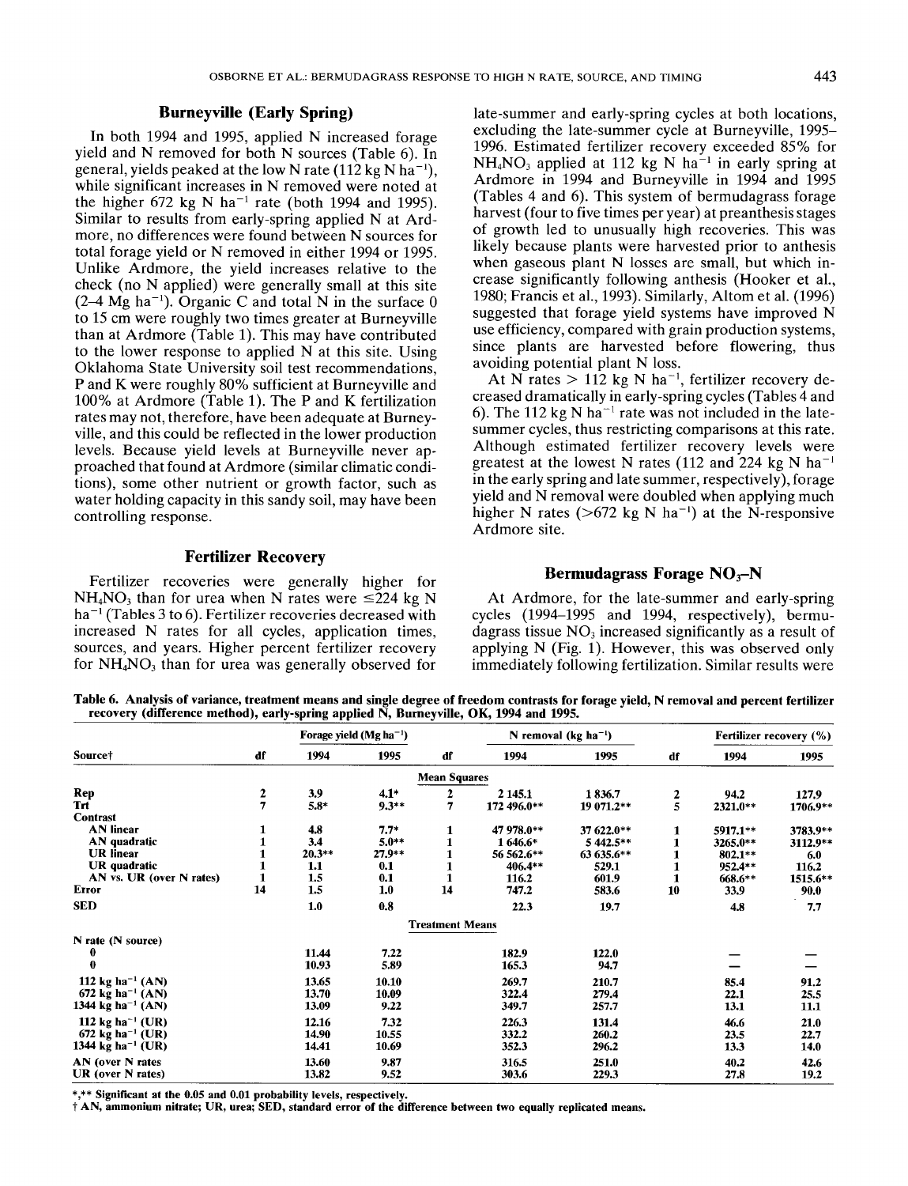### Burneyville (Early Spring)

In both 1994 and 1995, applied N increased forage yield and N removed for both N sources (Table 6). In general, yields peaked at the low N rate (112 kg N ha$^{-1}$), while significant increases in N removed were noted at the higher 672 kg N ha$^{-1}$ rate (both 1994 and 1995). Similar to results from early-spring applied N at Ardmore, no differences were found between N sources for total forage yield or N removed in either 1994 or 1995. Unlike Ardmore, the yield increases relative to the check (no N applied) were generally small at this site (2–4 Mg ha$^{-1}$). Organic C and total N in the surface 0 to 15 cm were roughly two times greater at Burneyville than at Ardmore (Table 1). This may have contributed to the lower response to applied N at this site. Using Oklahoma State University soil test recommendations, P and K were roughly 80% sufficient at Burneyville and 100% at Ardmore (Table 1). The P and K fertilization rates may not, therefore, have been adequate at Burneyville, and this could be reflected in the lower production levels. Because yield levels at Burneyville never approached that found at Ardmore (similar climatic conditions), some other nutrient or growth factor, such as water holding capacity in this sandy soil, may have been controlling response.

## Fertilizer Recovery

Fertilizer recoveries were generally higher for $NH_4NO_3$ than for urea when N rates were ≤224 kg N ha$^{-1}$ (Tables 3 to 6). Fertilizer recoveries decreased with increased N rates for all cycles, application times, sources, and years. Higher percent fertilizer recovery for $NH_4NO_3$ than for urea was generally observed for late-summer and early-spring cycles at both locations, excluding the late-summer cycle at Burneyville, 1995–1996. Estimated fertilizer recovery exceeded 85% for $NH_4NO_3$ applied at 112 kg N ha$^{-1}$ in early spring at Ardmore in 1994 and Burneyville in 1994 and 1995 (Tables 4 and 6). This system of bermudagrass forage harvest (four to five times per year) at preanthesis stages of growth led to unusually high recoveries. This was likely because plants were harvested prior to anthesis when gaseous plant N losses are small, but which increase significantly following anthesis (Hooker et al., 1980; Francis et al., 1993). Similarly, Altom et al. (1996) suggested that forage yield systems have improved N use efficiency, compared with grain production systems, since plants are harvested before flowering, thus avoiding potential plant N loss.

At N rates > 112 kg N ha$^{-1}$, fertilizer recovery decreased dramatically in early-spring cycles (Tables 4 and 6). The 112 kg N ha$^{-1}$ rate was not included in the late-summer cycles, thus restricting comparisons at this rate. Although estimated fertilizer recovery levels were greatest at the lowest N rates (112 and 224 kg N ha$^{-1}$ in the early spring and late summer, respectively), forage yield and N removal were doubled when applying much higher N rates (>672 kg N ha$^{-1}$) at the N-responsive Ardmore site.

## Bermudagrass Forage $NO_3$–N

At Ardmore, for the late-summer and early-spring cycles (1994–1995 and 1994, respectively), bermudagrass tissue $NO_3$ increased significantly as a result of applying N (Fig. 1). However, this was observed only immediately following fertilization. Similar results were

**Table 6. Analysis of variance, treatment means and single degree of freedom contrasts for forage yield, N removal and percent fertilizer recovery (difference method), early-spring applied N, Burneyville, OK, 1994 and 1995.**

| Source† | df | Forage yield (Mg ha$^{-1}$) | | df | N removal (kg ha$^{-1}$) | | df | Fertilizer recovery (%) | |
|---|---|---|---|---|---|---|---|---|---|
| | | 1994 | 1995 | | 1994 | 1995 | | 1994 | 1995 |
| | | | | | **Mean Squares** | | | | |
| **Rep** | 2 | 3.9 | 4.1* | 2 | 2 145.1 | 1 836.7 | 2 | 94.2 | 127.9 |
| **Trt** | 7 | 5.8* | 9.3** | 7 | 172 496.0** | 19 071.2** | 5 | 2321.0** | 1706.9** |
| **Contrast** | | | | | | | | | |
| AN linear | 1 | 4.8 | 7.7* | 1 | 47 978.0** | 37 622.0** | 1 | 5917.1** | 3783.9** |
| AN quadratic | 1 | 3.4 | 5.0** | 1 | 1 646.6* | 5 442.5** | 1 | 3265.0** | 3112.9** |
| UR linear | 1 | 20.3** | 27.9** | 1 | 56 562.6** | 63 635.6** | 1 | 802.1** | 6.0 |
| UR quadratic | 1 | 1.1 | 0.1 | 1 | 406.4** | 529.1 | 1 | 952.4** | 116.2 |
| AN vs. UR (over N rates) | 1 | 1.5 | 0.1 | 1 | 116.2 | 601.9 | 1 | 668.6** | 1515.6** |
| **Error** | 14 | 1.5 | 1.0 | 14 | 747.2 | 583.6 | 10 | 33.9 | 90.0 |
| **SED** | | 1.0 | 0.8 | | 22.3 | 19.7 | | 4.8 | 7.7 |
| | | | | | **Treatment Means** | | | | |
| N rate (N source) | | | | | | | | | |
| 0 | | 11.44 | 7.22 | | 182.9 | 122.0 | | — | — |
| 0 | | 10.93 | 5.89 | | 165.3 | 94.7 | | — | — |
| 112 kg ha$^{-1}$ (AN) | | 13.65 | 10.10 | | 269.7 | 210.7 | | 85.4 | 91.2 |
| 672 kg ha$^{-1}$ (AN) | | 13.70 | 10.09 | | 322.4 | 279.4 | | 22.1 | 25.5 |
| 1344 kg ha$^{-1}$ (AN) | | 13.09 | 9.22 | | 349.7 | 257.7 | | 13.1 | 11.1 |
| 112 kg ha$^{-1}$ (UR) | | 12.16 | 7.32 | | 226.3 | 131.4 | | 46.6 | 21.0 |
| 672 kg ha$^{-1}$ (UR) | | 14.90 | 10.55 | | 332.2 | 260.2 | | 23.5 | 22.7 |
| 1344 kg ha$^{-1}$ (UR) | | 14.41 | 10.69 | | 352.3 | 296.2 | | 13.3 | 14.0 |
| AN (over N rates | | 13.60 | 9.87 | | 316.5 | 251.0 | | 40.2 | 42.6 |
| UR (over N rates) | | 13.82 | 9.52 | | 303.6 | 229.3 | | 27.8 | 19.2 |

*,** Significant at the 0.05 and 0.01 probability levels, respectively.
† AN, ammonium nitrate; UR, urea; SED, standard error of the difference between two equally replicated means.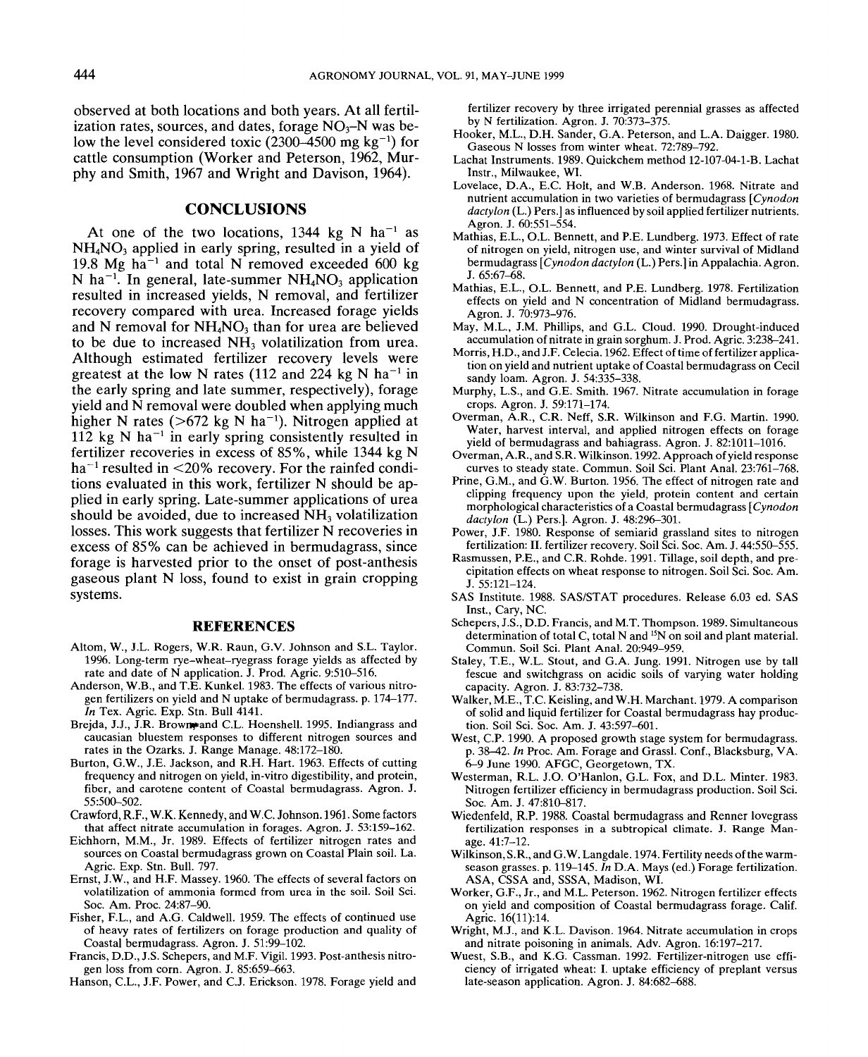observed at both locations and both years. At all fertilization rates, sources, and dates, forage $NO_3$–N was below the level considered toxic (2300–4500 mg $kg^{-1}$) for cattle consumption (Worker and Peterson, 1962, Murphy and Smith, 1967 and Wright and Davison, 1964).

## CONCLUSIONS

At one of the two locations, 1344 kg N $ha^{-1}$ as $NH_4NO_3$ applied in early spring, resulted in a yield of 19.8 Mg $ha^{-1}$ and total N removed exceeded 600 kg N $ha^{-1}$. In general, late-summer $NH_4NO_3$ application resulted in increased yields, N removal, and fertilizer recovery compared with urea. Increased forage yields and N removal for $NH_4NO_3$ than for urea are believed to be due to increased $NH_3$ volatilization from urea. Although estimated fertilizer recovery levels were greatest at the low N rates (112 and 224 kg N $ha^{-1}$ in the early spring and late summer, respectively), forage yield and N removal were doubled when applying much higher N rates (>672 kg N $ha^{-1}$). Nitrogen applied at 112 kg N $ha^{-1}$ in early spring consistently resulted in fertilizer recoveries in excess of 85%, while 1344 kg N $ha^{-1}$ resulted in <20% recovery. For the rainfed conditions evaluated in this work, fertilizer N should be applied in early spring. Late-summer applications of urea should be avoided, due to increased $NH_3$ volatilization losses. This work suggests that fertilizer N recoveries in excess of 85% can be achieved in bermudagrass, since forage is harvested prior to the onset of post-anthesis gaseous plant N loss, found to exist in grain cropping systems.

## REFERENCES

Altom, W., J.L. Rogers, W.R. Raun, G.V. Johnson and S.L. Taylor. 1996. Long-term rye–wheat–ryegrass forage yields as affected by rate and date of N application. J. Prod. Agric. 9:510–516.

Anderson, W.B., and T.E. Kunkel. 1983. The effects of various nitrogen fertilizers on yield and N uptake of bermudagrass. p. 174–177. *In* Tex. Agric. Exp. Stn. Bull 4141.

Brejda, J.J., J.R. Brown and C.L. Hoenshell. 1995. Indiangrass and caucasian bluestem responses to different nitrogen sources and rates in the Ozarks. J. Range Manage. 48:172–180.

Burton, G.W., J.E. Jackson, and R.H. Hart. 1963. Effects of cutting frequency and nitrogen on yield, in-vitro digestibility, and protein, fiber, and carotene content of Coastal bermudagrass. Agron. J. 55:500–502.

Crawford, R.F., W.K. Kennedy, and W.C. Johnson. 1961. Some factors that affect nitrate accumulation in forages. Agron. J. 53:159–162.

Eichhorn, M.M., Jr. 1989. Effects of fertilizer nitrogen rates and sources on Coastal bermudagrass grown on Coastal Plain soil. La. Agric. Exp. Stn. Bull. 797.

Ernst, J.W., and H.F. Massey. 1960. The effects of several factors on volatilization of ammonia formed from urea in the soil. Soil Sci. Soc. Am. Proc. 24:87–90.

Fisher, F.L., and A.G. Caldwell. 1959. The effects of continued use of heavy rates of fertilizers on forage production and quality of Coastal bermudagrass. Agron. J. 51:99–102.

Francis, D.D., J.S. Schepers, and M.F. Vigil. 1993. Post-anthesis nitrogen loss from corn. Agron. J. 85:659–663.

Hanson, C.L., J.F. Power, and C.J. Erickson. 1978. Forage yield and fertilizer recovery by three irrigated perennial grasses as affected by N fertilization. Agron. J. 70:373–375.

Hooker, M.L., D.H. Sander, G.A. Peterson, and L.A. Daigger. 1980. Gaseous N losses from winter wheat. 72:789–792.

Lachat Instruments. 1989. Quickchem method 12-107-04-1-B. Lachat Instr., Milwaukee, WI.

Lovelace, D.A., E.C. Holt, and W.B. Anderson. 1968. Nitrate and nutrient accumulation in two varieties of bermudagrass [*Cynodon dactylon* (L.) Pers.] as influenced by soil applied fertilizer nutrients. Agron. J. 60:551–554.

Mathias, E.L., O.L. Bennett, and P.E. Lundberg. 1973. Effect of rate of nitrogen on yield, nitrogen use, and winter survival of Midland bermudagrass [*Cynodon dactylon* (L.) Pers.] in Appalachia. Agron. J. 65:67–68.

Mathias, E.L., O.L. Bennett, and P.E. Lundberg. 1978. Fertilization effects on yield and N concentration of Midland bermudagrass. Agron. J. 70:973–976.

May, M.L., J.M. Phillips, and G.L. Cloud. 1990. Drought-induced accumulation of nitrate in grain sorghum. J. Prod. Agric. 3:238–241.

Morris, H.D., and J.F. Celecia. 1962. Effect of time of fertilizer application on yield and nutrient uptake of Coastal bermudagrass on Cecil sandy loam. Agron. J. 54:335–338.

Murphy, L.S., and G.E. Smith. 1967. Nitrate accumulation in forage crops. Agron. J. 59:171–174.

Overman, A.R., C.R. Neff, S.R. Wilkinson and F.G. Martin. 1990. Water, harvest interval, and applied nitrogen effects on forage yield of bermudagrass and bahiagrass. Agron. J. 82:1011–1016.

Overman, A.R., and S.R. Wilkinson. 1992. Approach of yield response curves to steady state. Commun. Soil Sci. Plant Anal. 23:761–768.

Prine, G.M., and G.W. Burton. 1956. The effect of nitrogen rate and clipping frequency upon the yield, protein content and certain morphological characteristics of a Coastal bermudagrass [*Cynodon dactylon* (L.) Pers.]. Agron. J. 48:296–301.

Power, J.F. 1980. Response of semiarid grassland sites to nitrogen fertilization: II. fertilizer recovery. Soil Sci. Soc. Am. J. 44:550–555.

Rasmussen, P.E., and C.R. Rohde. 1991. Tillage, soil depth, and precipitation effects on wheat response to nitrogen. Soil Sci. Soc. Am. J. 55:121–124.

SAS Institute. 1988. SAS/STAT procedures. Release 6.03 ed. SAS Inst., Cary, NC.

Schepers, J.S., D.D. Francis, and M.T. Thompson. 1989. Simultaneous determination of total C, total N and $^{15}N$ on soil and plant material. Commun. Soil Sci. Plant Anal. 20:949–959.

Staley, T.E., W.L. Stout, and G.A. Jung. 1991. Nitrogen use by tall fescue and switchgrass on acidic soils of varying water holding capacity. Agron. J. 83:732–738.

Walker, M.E., T.C. Keisling, and W.H. Marchant. 1979. A comparison of solid and liquid fertilizer for Coastal bermudagrass hay production. Soil Sci. Soc. Am. J. 43:597–601.

West, C.P. 1990. A proposed growth stage system for bermudagrass. p. 38–42. *In* Proc. Am. Forage and Grassl. Conf., Blacksburg, VA. 6–9 June 1990. AFGC, Georgetown, TX.

Westerman, R.L. J.O. O'Hanlon, G.L. Fox, and D.L. Minter. 1983. Nitrogen fertilizer efficiency in bermudagrass production. Soil Sci. Soc. Am. J. 47:810–817.

Wiedenfeld, R.P. 1988. Coastal bermudagrass and Renner lovegrass fertilization responses in a subtropical climate. J. Range Manage. 41:7–12.

Wilkinson, S.R., and G.W. Langdale. 1974. Fertility needs of the warm-season grasses. p. 119–145. *In* D.A. Mays (ed.) Forage fertilization. ASA, CSSA and, SSSA, Madison, WI.

Worker, G.F., Jr., and M.L. Peterson. 1962. Nitrogen fertilizer effects on yield and composition of Coastal bermudagrass forage. Calif. Agric. 16(11):14.

Wright, M.J., and K.L. Davison. 1964. Nitrate accumulation in crops and nitrate poisoning in animals. Adv. Agron. 16:197–217.

Wuest, S.B., and K.G. Cassman. 1992. Fertilizer-nitrogen use efficiency of irrigated wheat: I. uptake efficiency of preplant versus late-season application. Agron. J. 84:682–688.